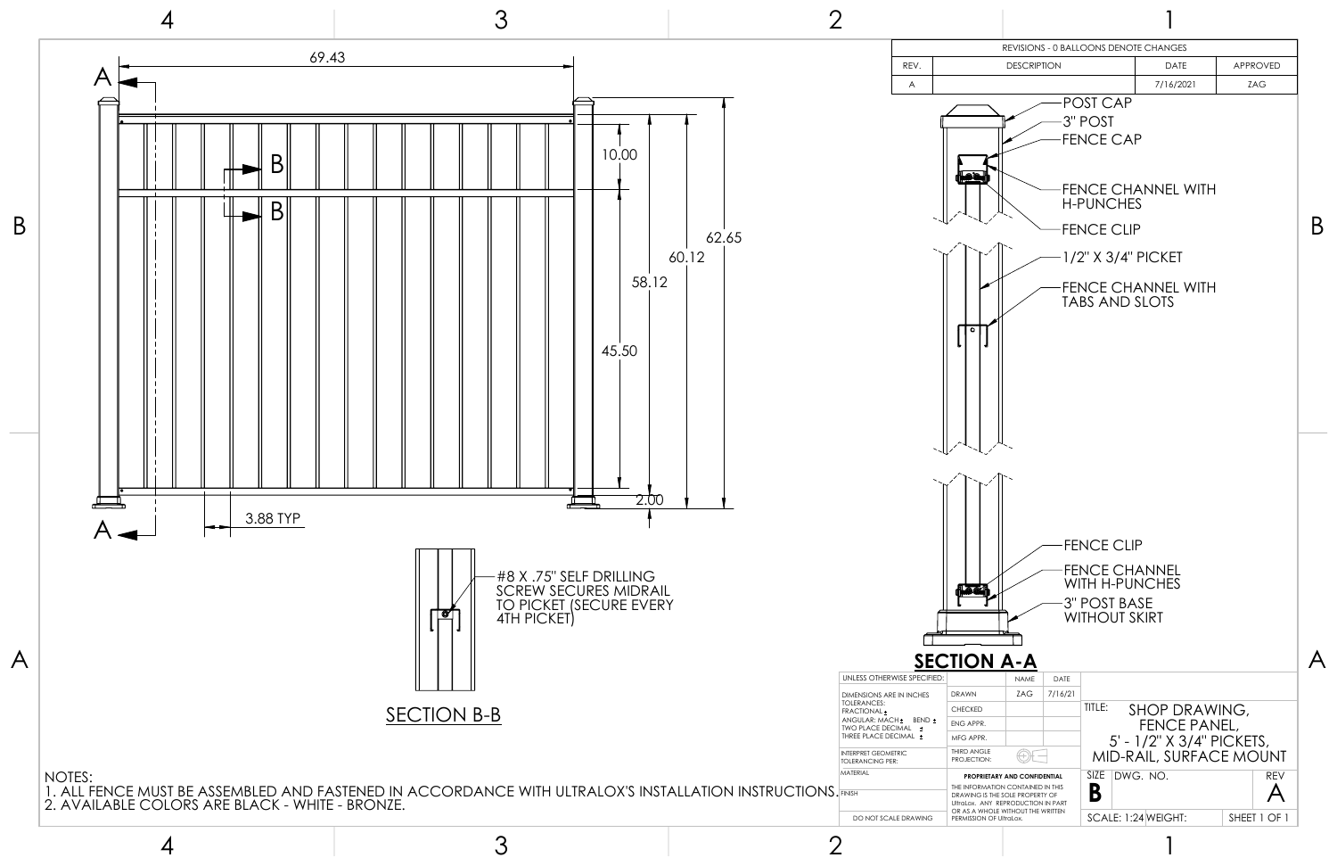**REVISIONS - 0 BALLOONS DENOTE CHANGES**

| REV. | DESCRIPTION | DATE | APPROVED |
| --- | --- | --- | --- |
| A | | 7/16/2021 | ZAG |

69.43

10.00

58.12

60.12

62.65

45.50

2.00

3.88 TYP

POST CAP
3" POST
FENCE CAP
FENCE CHANNEL WITH H-PUNCHES
FENCE CLIP
1/2" X 3/4" PICKET
FENCE CHANNEL WITH TABS AND SLOTS
FENCE CLIP
FENCE CHANNEL WITH H-PUNCHES
3" POST BASE WITHOUT SKIRT

**SECTION A-A**

#8 X .75" SELF DRILLING SCREW SECURES MIDRAIL TO PICKET (SECURE EVERY 4TH PICKET)

SECTION B-B

NOTES:
1. ALL FENCE MUST BE ASSEMBLED AND FASTENED IN ACCORDANCE WITH ULTRALOX'S INSTALLATION INSTRUCTIONS.
2. AVAILABLE COLORS ARE BLACK - WHITE - BRONZE.

| UNLESS OTHERWISE SPECIFIED: | | NAME | DATE |
| --- | --- | --- | --- |
| DIMENSIONS ARE IN INCHES TOLERANCES: FRACTIONAL ± ANGULAR: MACH ± BEND ± TWO PLACE DECIMAL ± THREE PLACE DECIMAL ± | DRAWN | ZAG | 7/16/21 |
| | CHECKED | | |
| | ENG APPR. | | |
| | MFG APPR. | | |
| INTERPRET GEOMETRIC TOLERANCING PER: | THIRD ANGLE PROJECTION: | | |
| MATERIAL | | | |
| FINISH | | | |
| DO NOT SCALE DRAWING | | | |

PROPRIETARY AND CONFIDENTIAL
THE INFORMATION CONTAINED IN THIS DRAWING IS THE SOLE PROPERTY OF UltraLox. ANY REPRODUCTION IN PART OR AS A WHOLE WITHOUT THE WRITTEN PERMISSION OF UltraLox.

TITLE: SHOP DRAWING, FENCE PANEL, 5' - 1/2" X 3/4" PICKETS, MID-RAIL, SURFACE MOUNT

| SIZE | DWG. NO. | REV |
| --- | --- | --- |
| B | | A |

SCALE: 1:24 WEIGHT: SHEET 1 OF 1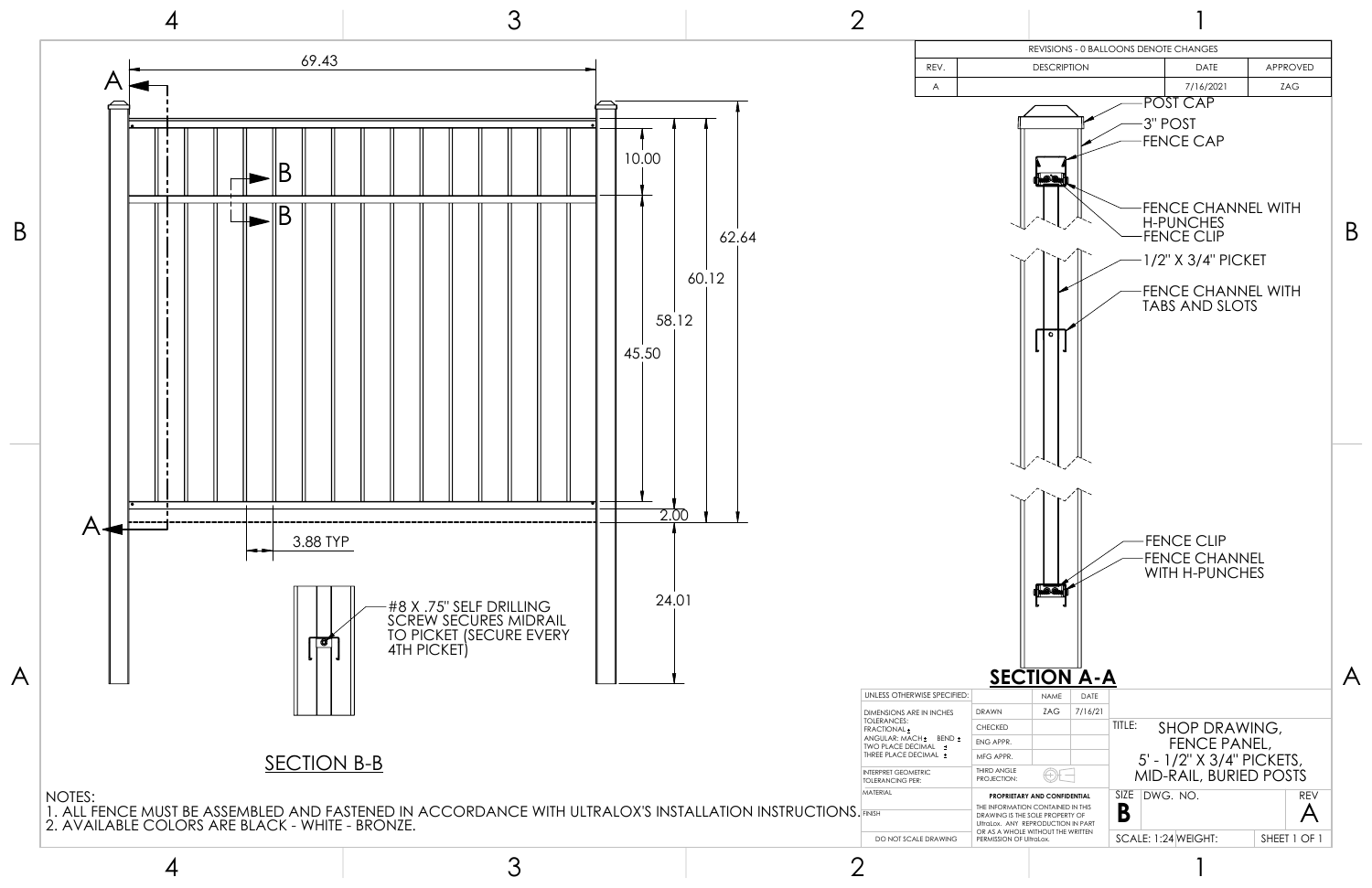| REVISIONS - 0 BALLOONS DENOTE CHANGES | | | |
|---|---|---|---|
| REV. | DESCRIPTION | DATE | APPROVED |
| A | | 7/16/2021 | ZAG |

69.43

10.00

62.64

60.12

58.12

45.50

2.00

3.88 TYP

24.01

POST CAP

3" POST

FENCE CAP

FENCE CHANNEL WITH H-PUNCHES

FENCE CLIP

1/2" X 3/4" PICKET

FENCE CHANNEL WITH TABS AND SLOTS

FENCE CLIP

FENCE CHANNEL WITH H-PUNCHES

#8 X .75" SELF DRILLING SCREW SECURES MIDRAIL TO PICKET (SECURE EVERY 4TH PICKET)

SECTION B-B

**SECTION A-A**

NOTES:

1. ALL FENCE MUST BE ASSEMBLED AND FASTENED IN ACCORDANCE WITH ULTRALOX'S INSTALLATION INSTRUCTIONS.
2. AVAILABLE COLORS ARE BLACK - WHITE - BRONZE.

| UNLESS OTHERWISE SPECIFIED: | | NAME | DATE | |
|---|---|---|---|---|
| DIMENSIONS ARE IN INCHES TOLERANCES: FRACTIONAL ± ANGULAR: MACH ± BEND ± TWO PLACE DECIMAL ± THREE PLACE DECIMAL ± | DRAWN | ZAG | 7/16/21 | TITLE: SHOP DRAWING, FENCE PANEL, 5' - 1/2" X 3/4" PICKETS, MID-RAIL, BURIED POSTS |
| | CHECKED | | | |
| | ENG APPR. | | | |
| | MFG APPR. | | | |
| INTERPRET GEOMETRIC TOLERANCING PER: | THIRD ANGLE PROJECTION: | | | |
| MATERIAL | PROPRIETARY AND CONFIDENTIAL: THE INFORMATION CONTAINED IN THIS DRAWING IS THE SOLE PROPERTY OF UltraLox. ANY REPRODUCTION IN PART OR AS A WHOLE WITHOUT THE WRITTEN PERMISSION OF UltraLox. | | | SIZE B DWG. NO. REV A |
| FINISH | | | | |
| DO NOT SCALE DRAWING | | | | SCALE: 1:24 WEIGHT: SHEET 1 OF 1 |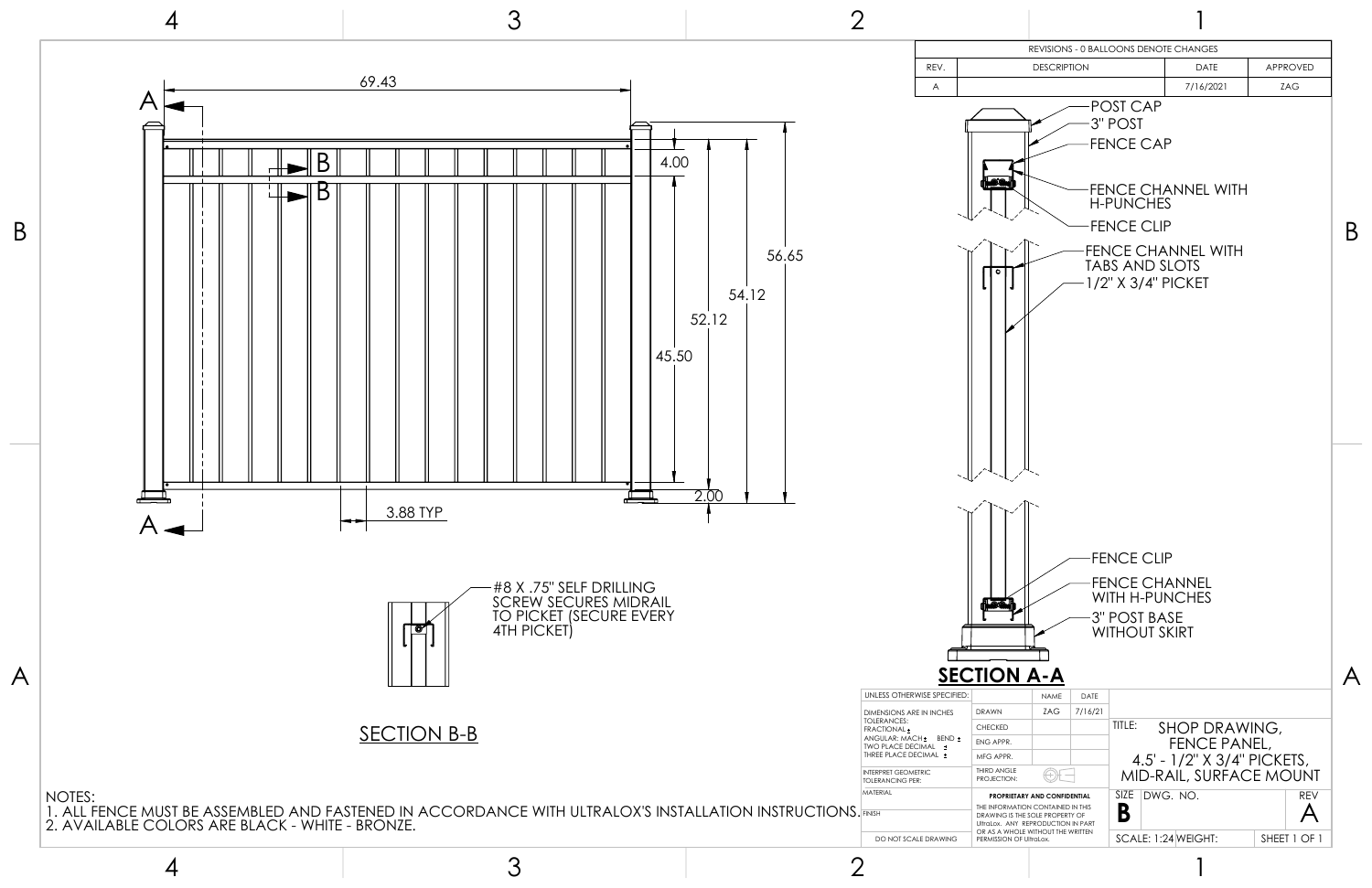| REVISIONS - 0 BALLOONS DENOTE CHANGES | | | |
| --- | --- | --- | --- |
| REV. | DESCRIPTION | DATE | APPROVED |
| A | | 7/16/2021 | ZAG |

69.43

4.00

56.65

54.12

52.12

45.50

2.00

3.88 TYP

A — A

B — B

POST CAP
3" POST
FENCE CAP
FENCE CHANNEL WITH H-PUNCHES
FENCE CLIP
FENCE CHANNEL WITH TABS AND SLOTS
1/2" X 3/4" PICKET
FENCE CLIP
FENCE CHANNEL WITH H-PUNCHES
3" POST BASE WITHOUT SKIRT

**SECTION A-A**

#8 X .75" SELF DRILLING SCREW SECURES MIDRAIL TO PICKET (SECURE EVERY 4TH PICKET)

SECTION B-B

NOTES:
1. ALL FENCE MUST BE ASSEMBLED AND FASTENED IN ACCORDANCE WITH ULTRALOX'S INSTALLATION INSTRUCTIONS.
2. AVAILABLE COLORS ARE BLACK - WHITE - BRONZE.

| UNLESS OTHERWISE SPECIFIED: | | NAME | DATE |
| --- | --- | --- | --- |
| DIMENSIONS ARE IN INCHES<br>TOLERANCES:<br>FRACTIONAL ±<br>ANGULAR: MACH ± BEND ±<br>TWO PLACE DECIMAL ±<br>THREE PLACE DECIMAL ± | DRAWN | ZAG | 7/16/21 |
| | CHECKED | | |
| | ENG APPR. | | |
| | MFG APPR. | | |
| INTERPRET GEOMETRIC TOLERANCING PER: | THIRD ANGLE PROJECTION: | | |
| MATERIAL | PROPRIETARY AND CONFIDENTIAL<br>THE INFORMATION CONTAINED IN THIS DRAWING IS THE SOLE PROPERTY OF UltraLox. ANY REPRODUCTION IN PART OR AS A WHOLE WITHOUT THE WRITTEN PERMISSION OF UltraLox. | | |
| FINISH | | | |
| DO NOT SCALE DRAWING | | | |

TITLE: SHOP DRAWING, FENCE PANEL, 4.5' - 1/2" X 3/4" PICKETS, MID-RAIL, SURFACE MOUNT

| SIZE | DWG. NO. | REV |
| --- | --- | --- |
| B | | A |
| SCALE: 1:24 | WEIGHT: | SHEET 1 OF 1 |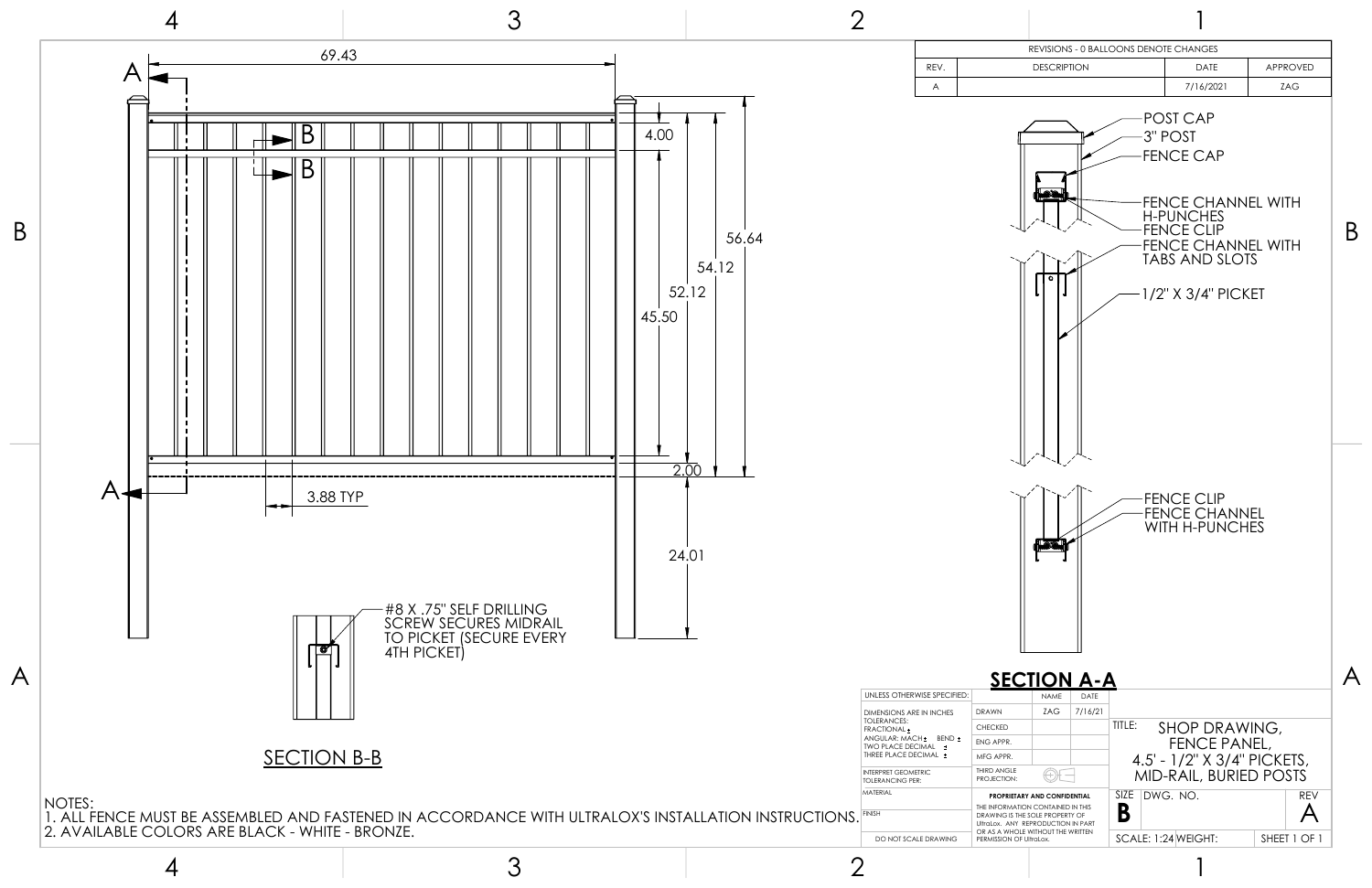| REVISIONS - 0 BALLOONS DENOTE CHANGES | | | |
| --- | --- | --- | --- |
| REV. | DESCRIPTION | DATE | APPROVED |
| A | | 7/16/2021 | ZAG |

69.43

4.00

56.64

54.12

52.12

45.50

2.00

3.88 TYP

24.01

POST CAP

3" POST

FENCE CAP

FENCE CHANNEL WITH H-PUNCHES

FENCE CLIP

FENCE CHANNEL WITH TABS AND SLOTS

1/2" X 3/4" PICKET

FENCE CLIP

FENCE CHANNEL WITH H-PUNCHES

#8 X .75" SELF DRILLING SCREW SECURES MIDRAIL TO PICKET (SECURE EVERY 4TH PICKET)

## SECTION A-A

## SECTION B-B

NOTES:

1. ALL FENCE MUST BE ASSEMBLED AND FASTENED IN ACCORDANCE WITH ULTRALOX'S INSTALLATION INSTRUCTIONS.
2. AVAILABLE COLORS ARE BLACK - WHITE - BRONZE.

| UNLESS OTHERWISE SPECIFIED: | | NAME | DATE |
| --- | --- | --- | --- |
| DIMENSIONS ARE IN INCHES TOLERANCES: FRACTIONAL ± ANGULAR: MACH ± BEND ± TWO PLACE DECIMAL ± THREE PLACE DECIMAL ± | DRAWN | ZAG | 7/16/21 |
| | CHECKED | | |
| | ENG APPR. | | |
| | MFG APPR. | | |
| INTERPRET GEOMETRIC TOLERANCING PER: | THIRD ANGLE PROJECTION: | | |
| MATERIAL | PROPRIETARY AND CONFIDENTIAL | | |
| FINISH | THE INFORMATION CONTAINED IN THIS DRAWING IS THE SOLE PROPERTY OF UltraLox. ANY REPRODUCTION IN PART OR AS A WHOLE WITHOUT THE WRITTEN PERMISSION OF UltraLox. | | |
| DO NOT SCALE DRAWING | | | |

TITLE: SHOP DRAWING, FENCE PANEL, 4.5' - 1/2" X 3/4" PICKETS, MID-RAIL, BURIED POSTS

| SIZE | DWG. NO. | REV |
| --- | --- | --- |
| B | | A |
| SCALE: 1:24 | WEIGHT: | SHEET 1 OF 1 |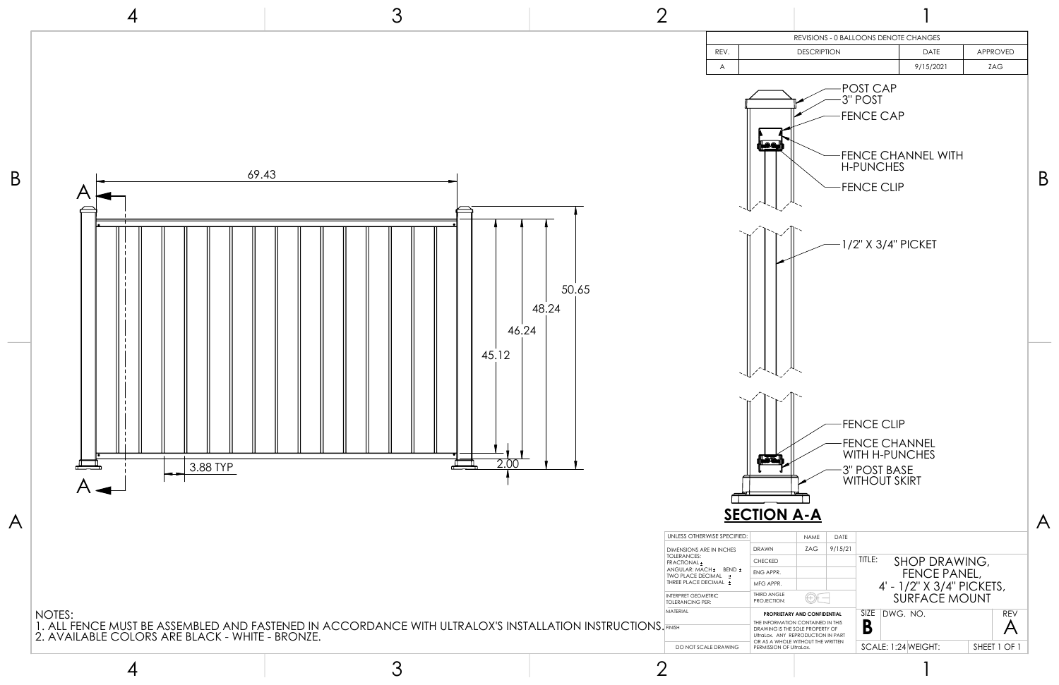| REV. | DESCRIPTION | DATE | APPROVED |
|---|---|---|---|
| A | | 9/15/2021 | ZAG |

REVISIONS - 0 BALLOONS DENOTE CHANGES

69.43

3.88 TYP

2.00

45.12

46.24

48.24

50.65

A

A

POST CAP

3" POST

FENCE CAP

FENCE CHANNEL WITH H-PUNCHES

FENCE CLIP

1/2" X 3/4" PICKET

FENCE CLIP

FENCE CHANNEL WITH H-PUNCHES

3" POST BASE WITHOUT SKIRT

**SECTION A-A**

NOTES:

1. ALL FENCE MUST BE ASSEMBLED AND FASTENED IN ACCORDANCE WITH ULTRALOX'S INSTALLATION INSTRUCTIONS.
2. AVAILABLE COLORS ARE BLACK - WHITE - BRONZE.

| UNLESS OTHERWISE SPECIFIED: | | NAME | DATE |
|---|---|---|---|
| DIMENSIONS ARE IN INCHES TOLERANCES: FRACTIONAL ± ANGULAR: MACH ± BEND ± TWO PLACE DECIMAL ± THREE PLACE DECIMAL ± | DRAWN | ZAG | 9/15/21 |
| | CHECKED | | |
| | ENG APPR. | | |
| | MFG APPR. | | |
| INTERPRET GEOMETRIC TOLERANCING PER: | THIRD ANGLE PROJECTION: | | |
| MATERIAL | PROPRIETARY AND CONFIDENTIAL | | |
| FINISH | THE INFORMATION CONTAINED IN THIS DRAWING IS THE SOLE PROPERTY OF UltraLox. ANY REPRODUCTION IN PART OR AS A WHOLE WITHOUT THE WRITTEN PERMISSION OF UltraLox. | | |
| DO NOT SCALE DRAWING | | | |

TITLE: SHOP DRAWING, FENCE PANEL, 4' - 1/2" X 3/4" PICKETS, SURFACE MOUNT

| SIZE | DWG. NO. | REV |
|---|---|---|
| B | | A |

SCALE: 1:24 WEIGHT: SHEET 1 OF 1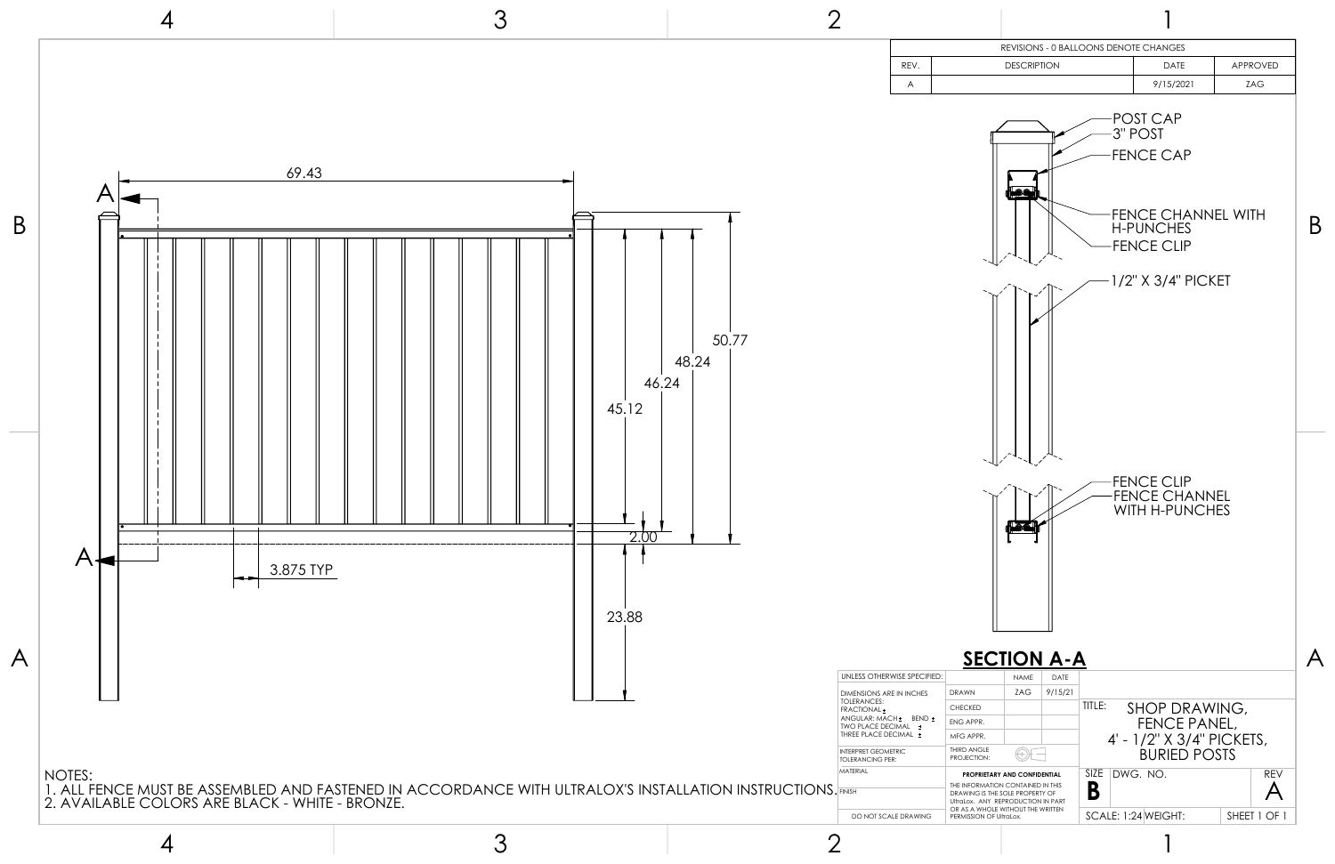| REVISIONS - 0 BALLOONS DENOTE CHANGES | | | |
|---|---|---|---|
| REV. | DESCRIPTION | DATE | APPROVED |
| A | | 9/15/2021 | ZAG |

69.43

3.875 TYP

45.12

46.24

48.24

50.77

2.00

23.88

A

A

POST CAP

3" POST

FENCE CAP

FENCE CHANNEL WITH H-PUNCHES

FENCE CLIP

1/2" X 3/4" PICKET

FENCE CLIP

FENCE CHANNEL WITH H-PUNCHES

## SECTION A-A

| UNLESS OTHERWISE SPECIFIED: | | NAME | DATE |
|---|---|---|---|
| DIMENSIONS ARE IN INCHES TOLERANCES: FRACTIONAL ± ANGULAR: MACH ± BEND ± TWO PLACE DECIMAL ± THREE PLACE DECIMAL ± | DRAWN | ZAG | 9/15/21 |
| | CHECKED | | |
| | ENG APPR. | | |
| | MFG APPR. | | |
| INTERPRET GEOMETRIC TOLERANCING PER: | THIRD ANGLE PROJECTION: | | |
| MATERIAL | PROPRIETARY AND CONFIDENTIAL THE INFORMATION CONTAINED IN THIS DRAWING IS THE SOLE PROPERTY OF UltraLox. ANY REPRODUCTION IN PART OR AS A WHOLE WITHOUT THE WRITTEN PERMISSION OF UltraLox. | | |
| FINISH | | | |
| DO NOT SCALE DRAWING | | | |

TITLE: SHOP DRAWING, FENCE PANEL, 4' - 1/2" X 3/4" PICKETS, BURIED POSTS

| SIZE | DWG. NO. | REV |
|---|---|---|
| B | | A |

SCALE: 1:24 WEIGHT: SHEET 1 OF 1

NOTES:

1. ALL FENCE MUST BE ASSEMBLED AND FASTENED IN ACCORDANCE WITH ULTRALOX'S INSTALLATION INSTRUCTIONS.
2. AVAILABLE COLORS ARE BLACK - WHITE - BRONZE.